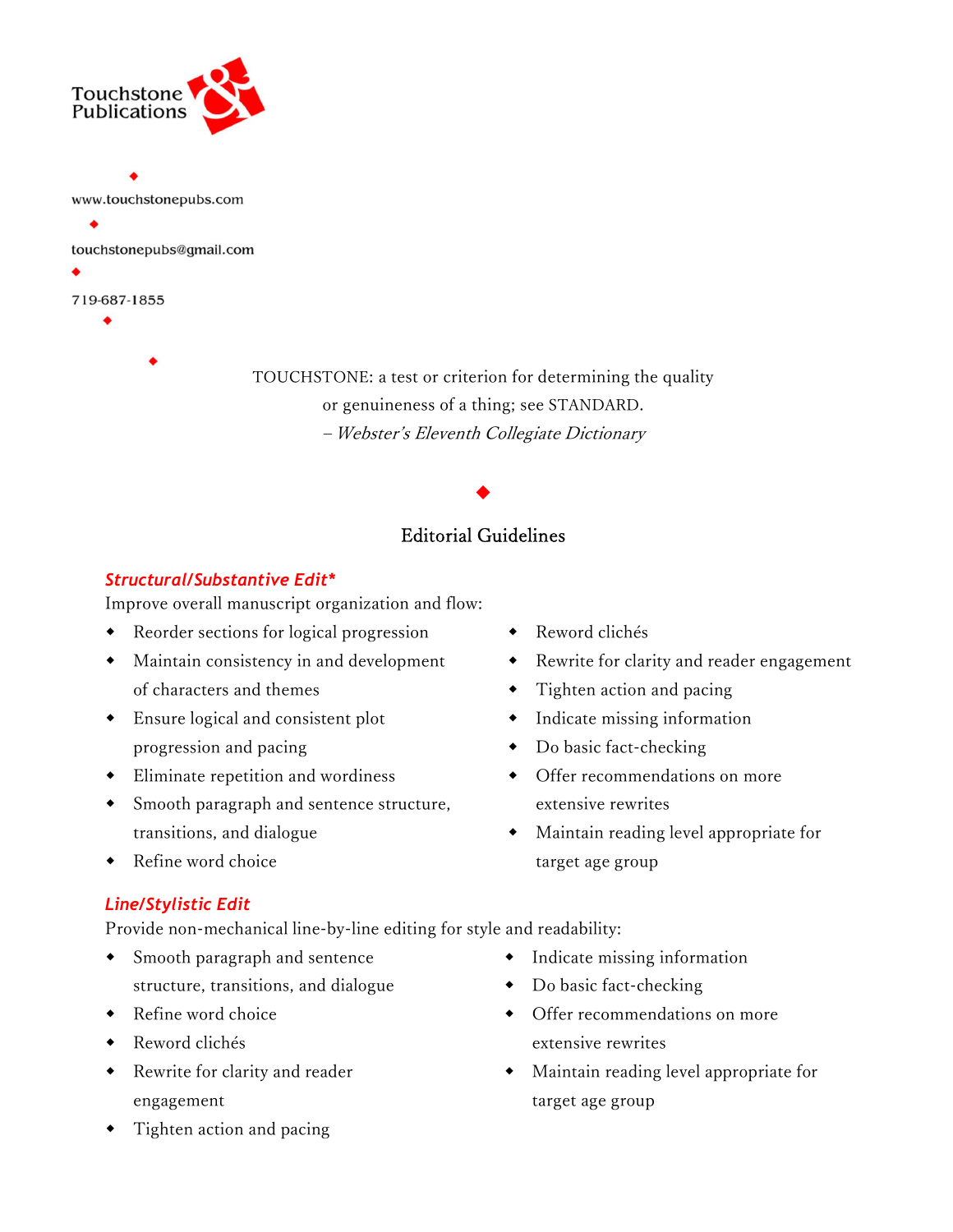Touchstone Publications

www.touchstonepubs.com

touchstonepubs@gmail.com

719-687-1855

TOUCHSTONE: a test or criterion for determining the quality or genuineness of a thing; see STANDARD.

– *Webster's Eleventh Collegiate Dictionary*

## Editorial Guidelines

### *Structural/Substantive Edit**

Improve overall manuscript organization and flow:

- Reorder sections for logical progression
- Maintain consistency in and development of characters and themes
- Ensure logical and consistent plot progression and pacing
- Eliminate repetition and wordiness
- Smooth paragraph and sentence structure, transitions, and dialogue
- Refine word choice
- Reword clichés
- Rewrite for clarity and reader engagement
- Tighten action and pacing
- Indicate missing information
- Do basic fact-checking
- Offer recommendations on more extensive rewrites
- Maintain reading level appropriate for target age group

### *Line/Stylistic Edit*

Provide non-mechanical line-by-line editing for style and readability:

- Smooth paragraph and sentence structure, transitions, and dialogue
- Refine word choice
- Reword clichés
- Rewrite for clarity and reader engagement
- Tighten action and pacing
- Indicate missing information
- Do basic fact-checking
- Offer recommendations on more extensive rewrites
- Maintain reading level appropriate for target age group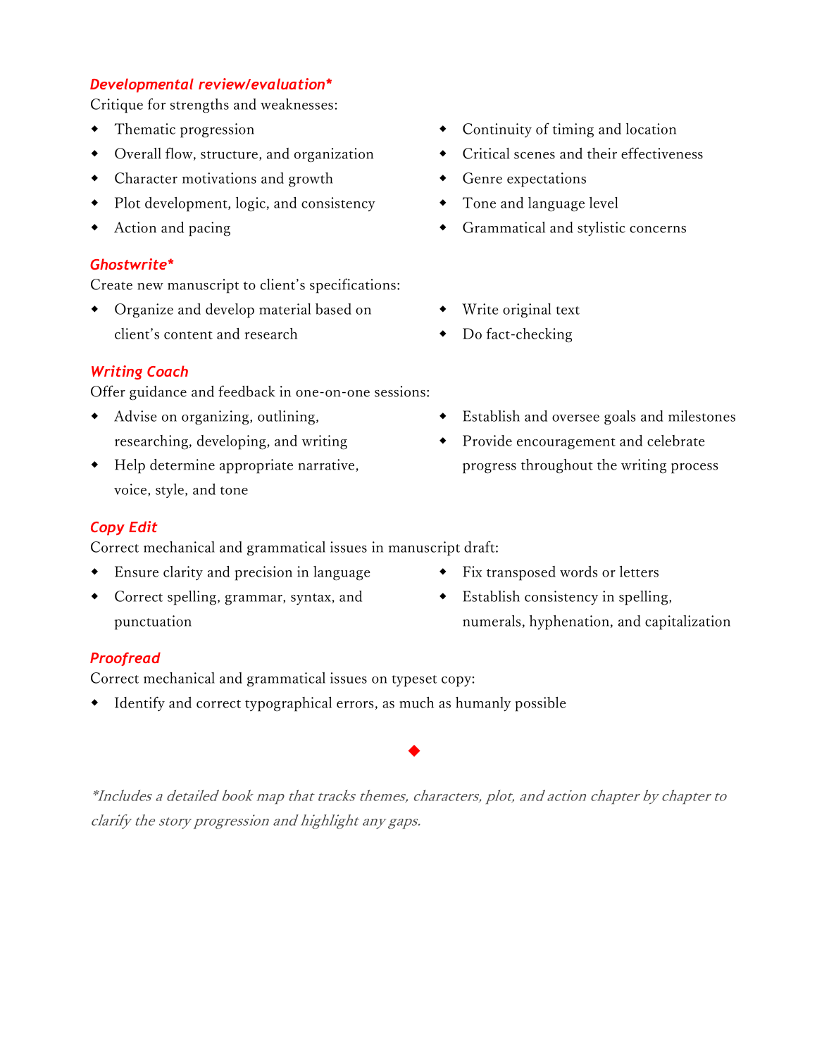### *Developmental review/evaluation**

Critique for strengths and weaknesses:

- Thematic progression
- Overall flow, structure, and organization
- Character motivations and growth
- Plot development, logic, and consistency
- Action and pacing
- Continuity of timing and location
- Critical scenes and their effectiveness
- Genre expectations
- Tone and language level
- Grammatical and stylistic concerns

### *Ghostwrite**

Create new manuscript to client's specifications:

- Organize and develop material based on client's content and research
- Write original text
- Do fact-checking

### *Writing Coach*

Offer guidance and feedback in one-on-one sessions:

- Advise on organizing, outlining, researching, developing, and writing
- Help determine appropriate narrative, voice, style, and tone
- Establish and oversee goals and milestones
- Provide encouragement and celebrate progress throughout the writing process

### *Copy Edit*

Correct mechanical and grammatical issues in manuscript draft:

- Ensure clarity and precision in language
- Correct spelling, grammar, syntax, and punctuation
- Fix transposed words or letters
- Establish consistency in spelling, numerals, hyphenation, and capitalization

### *Proofread*

Correct mechanical and grammatical issues on typeset copy:

- Identify and correct typographical errors, as much as humanly possible

◆

*\*Includes a detailed book map that tracks themes, characters, plot, and action chapter by chapter to clarify the story progression and highlight any gaps.*